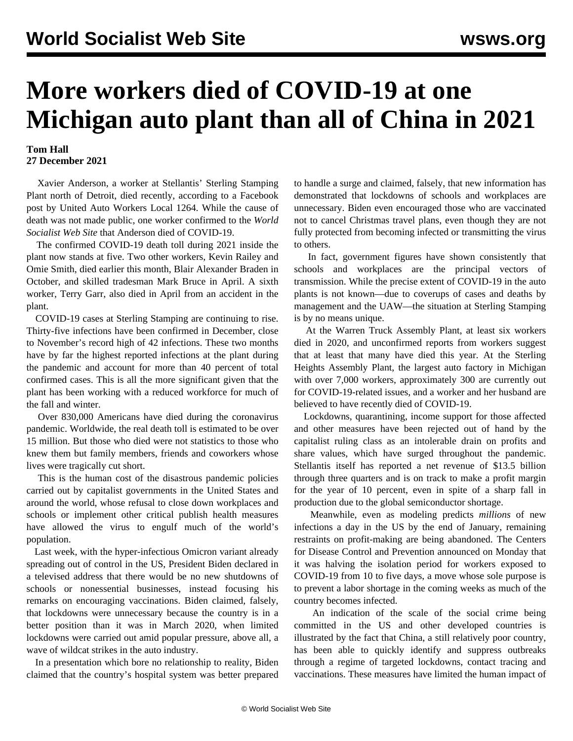# More workers died of COVID-19 at one Michigan auto plant than all of China in 2021

**Tom Hall**
**27 December 2021**

Xavier Anderson, a worker at Stellantis' Sterling Stamping Plant north of Detroit, died recently, according to a Facebook post by United Auto Workers Local 1264. While the cause of death was not made public, one worker confirmed to the *World Socialist Web Site* that Anderson died of COVID-19.

The confirmed COVID-19 death toll during 2021 inside the plant now stands at five. Two other workers, Kevin Railey and Omie Smith, died earlier this month, Blair Alexander Braden in October, and skilled tradesman Mark Bruce in April. A sixth worker, Terry Garr, also died in April from an accident in the plant.

COVID-19 cases at Sterling Stamping are continuing to rise. Thirty-five infections have been confirmed in December, close to November's record high of 42 infections. These two months have by far the highest reported infections at the plant during the pandemic and account for more than 40 percent of total confirmed cases. This is all the more significant given that the plant has been working with a reduced workforce for much of the fall and winter.

Over 830,000 Americans have died during the coronavirus pandemic. Worldwide, the real death toll is estimated to be over 15 million. But those who died were not statistics to those who knew them but family members, friends and coworkers whose lives were tragically cut short.

This is the human cost of the disastrous pandemic policies carried out by capitalist governments in the United States and around the world, whose refusal to close down workplaces and schools or implement other critical publish health measures have allowed the virus to engulf much of the world's population.

Last week, with the hyper-infectious Omicron variant already spreading out of control in the US, President Biden declared in a televised address that there would be no new shutdowns of schools or nonessential businesses, instead focusing his remarks on encouraging vaccinations. Biden claimed, falsely, that lockdowns were unnecessary because the country is in a better position than it was in March 2020, when limited lockdowns were carried out amid popular pressure, above all, a wave of wildcat strikes in the auto industry.

In a presentation which bore no relationship to reality, Biden claimed that the country's hospital system was better prepared to handle a surge and claimed, falsely, that new information has demonstrated that lockdowns of schools and workplaces are unnecessary. Biden even encouraged those who are vaccinated not to cancel Christmas travel plans, even though they are not fully protected from becoming infected or transmitting the virus to others.

In fact, government figures have shown consistently that schools and workplaces are the principal vectors of transmission. While the precise extent of COVID-19 in the auto plants is not known—due to coverups of cases and deaths by management and the UAW—the situation at Sterling Stamping is by no means unique.

At the Warren Truck Assembly Plant, at least six workers died in 2020, and unconfirmed reports from workers suggest that at least that many have died this year. At the Sterling Heights Assembly Plant, the largest auto factory in Michigan with over 7,000 workers, approximately 300 are currently out for COVID-19-related issues, and a worker and her husband are believed to have recently died of COVID-19.

Lockdowns, quarantining, income support for those affected and other measures have been rejected out of hand by the capitalist ruling class as an intolerable drain on profits and share values, which have surged throughout the pandemic. Stellantis itself has reported a net revenue of $13.5 billion through three quarters and is on track to make a profit margin for the year of 10 percent, even in spite of a sharp fall in production due to the global semiconductor shortage.

Meanwhile, even as modeling predicts *millions* of new infections a day in the US by the end of January, remaining restraints on profit-making are being abandoned. The Centers for Disease Control and Prevention announced on Monday that it was halving the isolation period for workers exposed to COVID-19 from 10 to five days, a move whose sole purpose is to prevent a labor shortage in the coming weeks as much of the country becomes infected.

An indication of the scale of the social crime being committed in the US and other developed countries is illustrated by the fact that China, a still relatively poor country, has been able to quickly identify and suppress outbreaks through a regime of targeted lockdowns, contact tracing and vaccinations. These measures have limited the human impact of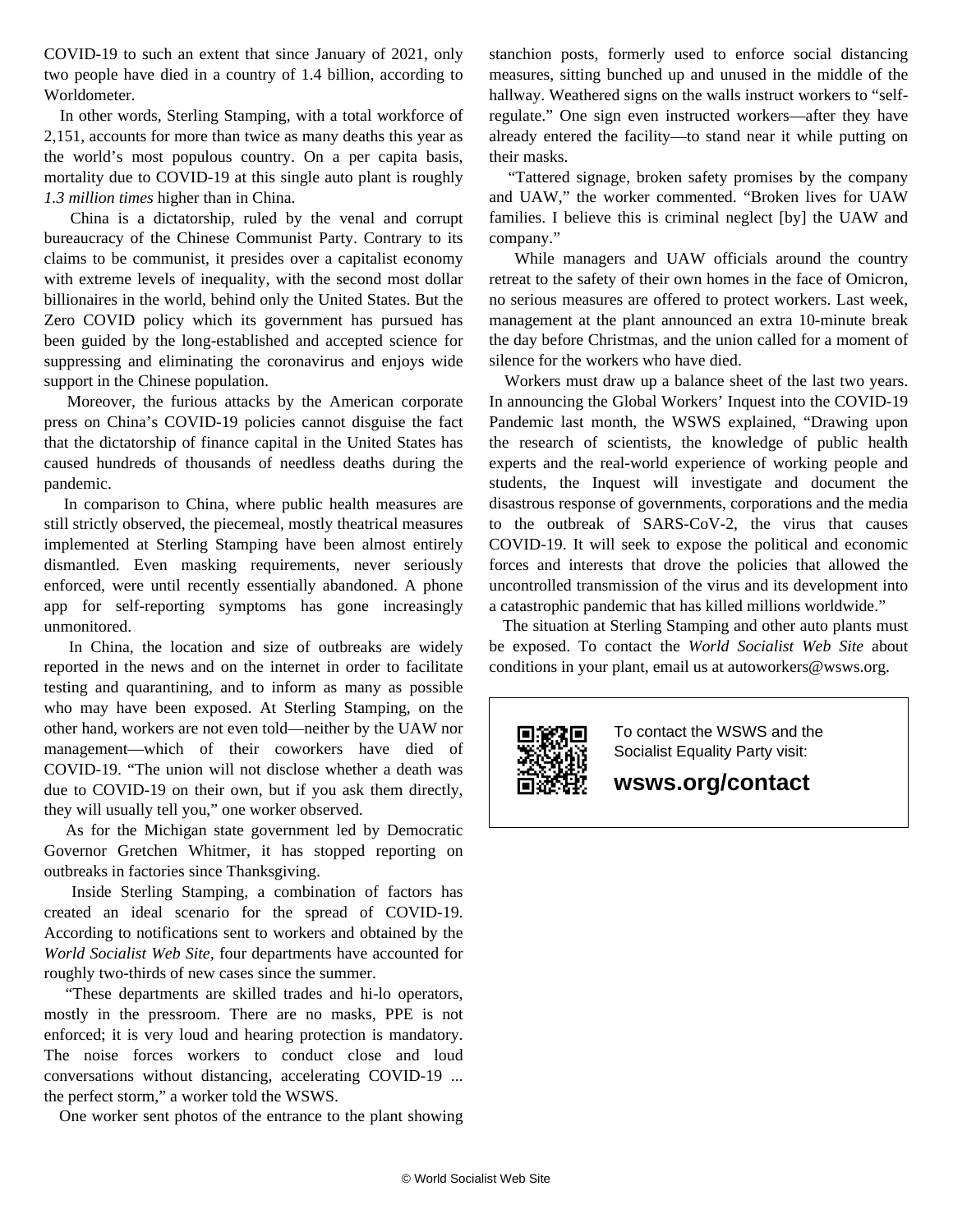COVID-19 to such an extent that since January of 2021, only two people have died in a country of 1.4 billion, according to Worldometer.

In other words, Sterling Stamping, with a total workforce of 2,151, accounts for more than twice as many deaths this year as the world's most populous country. On a per capita basis, mortality due to COVID-19 at this single auto plant is roughly *1.3 million times* higher than in China.

China is a dictatorship, ruled by the venal and corrupt bureaucracy of the Chinese Communist Party. Contrary to its claims to be communist, it presides over a capitalist economy with extreme levels of inequality, with the second most dollar billionaires in the world, behind only the United States. But the Zero COVID policy which its government has pursued has been guided by the long-established and accepted science for suppressing and eliminating the coronavirus and enjoys wide support in the Chinese population.

Moreover, the furious attacks by the American corporate press on China's COVID-19 policies cannot disguise the fact that the dictatorship of finance capital in the United States has caused hundreds of thousands of needless deaths during the pandemic.

In comparison to China, where public health measures are still strictly observed, the piecemeal, mostly theatrical measures implemented at Sterling Stamping have been almost entirely dismantled. Even masking requirements, never seriously enforced, were until recently essentially abandoned. A phone app for self-reporting symptoms has gone increasingly unmonitored.

In China, the location and size of outbreaks are widely reported in the news and on the internet in order to facilitate testing and quarantining, and to inform as many as possible who may have been exposed. At Sterling Stamping, on the other hand, workers are not even told—neither by the UAW nor management—which of their coworkers have died of COVID-19. "The union will not disclose whether a death was due to COVID-19 on their own, but if you ask them directly, they will usually tell you," one worker observed.

As for the Michigan state government led by Democratic Governor Gretchen Whitmer, it has stopped reporting on outbreaks in factories since Thanksgiving.

Inside Sterling Stamping, a combination of factors has created an ideal scenario for the spread of COVID-19. According to notifications sent to workers and obtained by the *World Socialist Web Site*, four departments have accounted for roughly two-thirds of new cases since the summer.

"These departments are skilled trades and hi-lo operators, mostly in the pressroom. There are no masks, PPE is not enforced; it is very loud and hearing protection is mandatory. The noise forces workers to conduct close and loud conversations without distancing, accelerating COVID-19 ... the perfect storm," a worker told the WSWS.

One worker sent photos of the entrance to the plant showing stanchion posts, formerly used to enforce social distancing measures, sitting bunched up and unused in the middle of the hallway. Weathered signs on the walls instruct workers to "self-regulate." One sign even instructed workers—after they have already entered the facility—to stand near it while putting on their masks.

"Tattered signage, broken safety promises by the company and UAW," the worker commented. "Broken lives for UAW families. I believe this is criminal neglect [by] the UAW and company."

While managers and UAW officials around the country retreat to the safety of their own homes in the face of Omicron, no serious measures are offered to protect workers. Last week, management at the plant announced an extra 10-minute break the day before Christmas, and the union called for a moment of silence for the workers who have died.

Workers must draw up a balance sheet of the last two years. In announcing the Global Workers' Inquest into the COVID-19 Pandemic last month, the WSWS explained, "Drawing upon the research of scientists, the knowledge of public health experts and the real-world experience of working people and students, the Inquest will investigate and document the disastrous response of governments, corporations and the media to the outbreak of SARS-CoV-2, the virus that causes COVID-19. It will seek to expose the political and economic forces and interests that drove the policies that allowed the uncontrolled transmission of the virus and its development into a catastrophic pandemic that has killed millions worldwide."

The situation at Sterling Stamping and other auto plants must be exposed. To contact the *World Socialist Web Site* about conditions in your plant, email us at autoworkers@wsws.org.

To contact the WSWS and the Socialist Equality Party visit:

**wsws.org/contact**